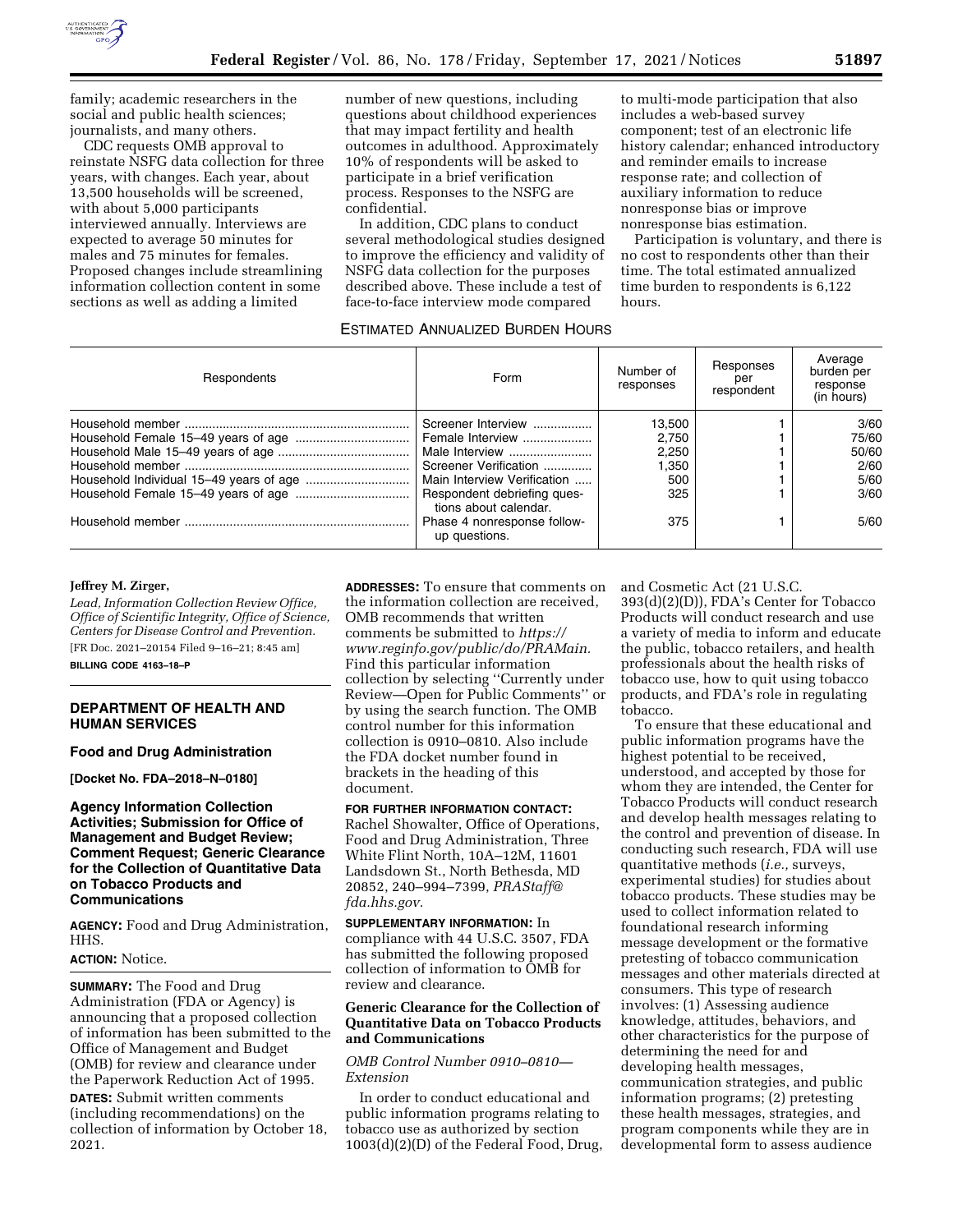family; academic researchers in the social and public health sciences; journalists, and many others.

CDC requests OMB approval to reinstate NSFG data collection for three years, with changes. Each year, about 13,500 households will be screened, with about 5,000 participants interviewed annually. Interviews are expected to average 50 minutes for males and 75 minutes for females. Proposed changes include streamlining information collection content in some sections as well as adding a limited number of new questions, including questions about childhood experiences that may impact fertility and health outcomes in adulthood. Approximately 10% of respondents will be asked to participate in a brief verification process. Responses to the NSFG are confidential.

In addition, CDC plans to conduct several methodological studies designed to improve the efficiency and validity of NSFG data collection for the purposes described above. These include a test of face-to-face interview mode compared to multi-mode participation that also includes a web-based survey component; test of an electronic life history calendar; enhanced introductory and reminder emails to increase response rate; and collection of auxiliary information to reduce nonresponse bias or improve nonresponse bias estimation.

Participation is voluntary, and there is no cost to respondents other than their time. The total estimated annualized time burden to respondents is 6,122 hours.

ESTIMATED ANNUALIZED BURDEN HOURS

| Respondents | Form | Number of responses | Responses per respondent | Average burden per response (in hours) |
|---|---|---|---|---|
| Household member | Screener Interview | 13,500 | 1 | 3/60 |
| Household Female 15–49 years of age | Female Interview | 2,750 | 1 | 75/60 |
| Household Male 15–49 years of age | Male Interview | 2,250 | 1 | 50/60 |
| Household member | Screener Verification | 1,350 | 1 | 2/60 |
| Household Individual 15–49 years of age | Main Interview Verification | 500 | 1 | 5/60 |
| Household Female 15–49 years of age | Respondent debriefing questions about calendar. | 325 | 1 | 3/60 |
| Household member | Phase 4 nonresponse follow-up questions. | 375 | 1 | 5/60 |

**Jeffrey M. Zirger,**

*Lead, Information Collection Review Office, Office of Scientific Integrity, Office of Science, Centers for Disease Control and Prevention.*

[FR Doc. 2021–20154 Filed 9–16–21; 8:45 am]

**BILLING CODE 4163–18–P**

## DEPARTMENT OF HEALTH AND HUMAN SERVICES

### Food and Drug Administration

**[Docket No. FDA–2018–N–0180]**

### Agency Information Collection Activities; Submission for Office of Management and Budget Review; Comment Request; Generic Clearance for the Collection of Quantitative Data on Tobacco Products and Communications

**AGENCY:** Food and Drug Administration, HHS.

**ACTION:** Notice.

**SUMMARY:** The Food and Drug Administration (FDA or Agency) is announcing that a proposed collection of information has been submitted to the Office of Management and Budget (OMB) for review and clearance under the Paperwork Reduction Act of 1995.

**DATES:** Submit written comments (including recommendations) on the collection of information by October 18, 2021.

**ADDRESSES:** To ensure that comments on the information collection are received, OMB recommends that written comments be submitted to *https://www.reginfo.gov/public/do/PRAMain.* Find this particular information collection by selecting ''Currently under Review—Open for Public Comments'' or by using the search function. The OMB control number for this information collection is 0910–0810. Also include the FDA docket number found in brackets in the heading of this document.

**FOR FURTHER INFORMATION CONTACT:** Rachel Showalter, Office of Operations, Food and Drug Administration, Three White Flint North, 10A–12M, 11601 Landsdown St., North Bethesda, MD 20852, 240–994–7399, *PRAStaff@fda.hhs.gov.*

**SUPPLEMENTARY INFORMATION:** In compliance with 44 U.S.C. 3507, FDA has submitted the following proposed collection of information to OMB for review and clearance.

### Generic Clearance for the Collection of Quantitative Data on Tobacco Products and Communications

#### *OMB Control Number 0910–0810—Extension*

In order to conduct educational and public information programs relating to tobacco use as authorized by section 1003(d)(2)(D) of the Federal Food, Drug, and Cosmetic Act (21 U.S.C. 393(d)(2)(D)), FDA's Center for Tobacco Products will conduct research and use a variety of media to inform and educate the public, tobacco retailers, and health professionals about the health risks of tobacco use, how to quit using tobacco products, and FDA's role in regulating tobacco.

To ensure that these educational and public information programs have the highest potential to be received, understood, and accepted by those for whom they are intended, the Center for Tobacco Products will conduct research and develop health messages relating to the control and prevention of disease. In conducting such research, FDA will use quantitative methods (*i.e.,* surveys, experimental studies) for studies about tobacco products. These studies may be used to collect information related to foundational research informing message development or the formative pretesting of tobacco communication messages and other materials directed at consumers. This type of research involves: (1) Assessing audience knowledge, attitudes, behaviors, and other characteristics for the purpose of determining the need for and developing health messages, communication strategies, and public information programs; (2) pretesting these health messages, strategies, and program components while they are in developmental form to assess audience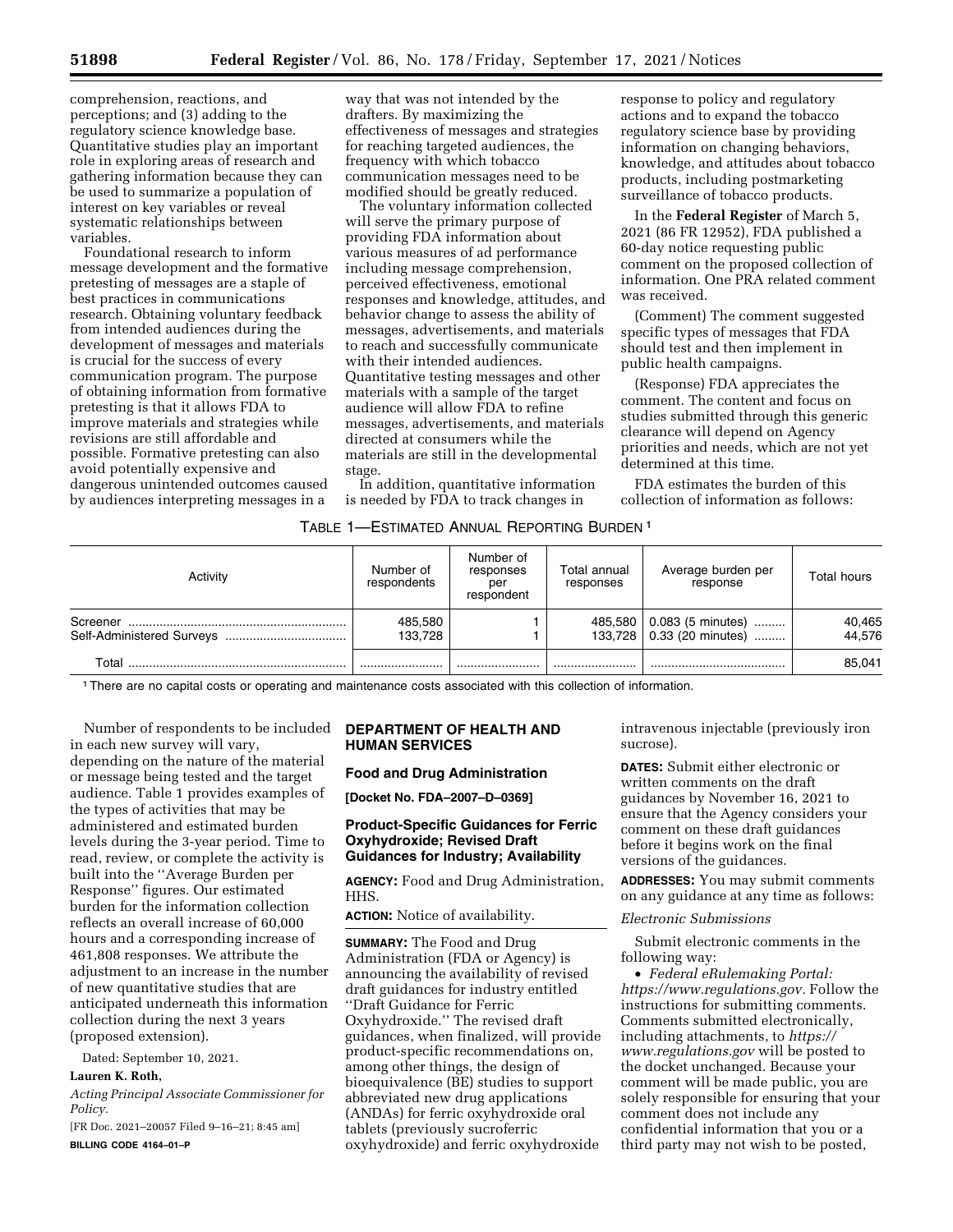comprehension, reactions, and perceptions; and (3) adding to the regulatory science knowledge base. Quantitative studies play an important role in exploring areas of research and gathering information because they can be used to summarize a population of interest on key variables or reveal systematic relationships between variables.

Foundational research to inform message development and the formative pretesting of messages are a staple of best practices in communications research. Obtaining voluntary feedback from intended audiences during the development of messages and materials is crucial for the success of every communication program. The purpose of obtaining information from formative pretesting is that it allows FDA to improve materials and strategies while revisions are still affordable and possible. Formative pretesting can also avoid potentially expensive and dangerous unintended outcomes caused by audiences interpreting messages in a way that was not intended by the drafters. By maximizing the effectiveness of messages and strategies for reaching targeted audiences, the frequency with which tobacco communication messages need to be modified should be greatly reduced.

The voluntary information collected will serve the primary purpose of providing FDA information about various measures of ad performance including message comprehension, perceived effectiveness, emotional responses and knowledge, attitudes, and behavior change to assess the ability of messages, advertisements, and materials to reach and successfully communicate with their intended audiences. Quantitative testing messages and other materials with a sample of the target audience will allow FDA to refine messages, advertisements, and materials directed at consumers while the materials are still in the developmental stage.

In addition, quantitative information is needed by FDA to track changes in response to policy and regulatory actions and to expand the tobacco regulatory science base by providing information on changing behaviors, knowledge, and attitudes about tobacco products, including postmarketing surveillance of tobacco products.

In the **Federal Register** of March 5, 2021 (86 FR 12952), FDA published a 60-day notice requesting public comment on the proposed collection of information. One PRA related comment was received.

(Comment) The comment suggested specific types of messages that FDA should test and then implement in public health campaigns.

(Response) FDA appreciates the comment. The content and focus on studies submitted through this generic clearance will depend on Agency priorities and needs, which are not yet determined at this time.

FDA estimates the burden of this collection of information as follows:

TABLE 1—ESTIMATED ANNUAL REPORTING BURDEN [1]

| Activity | Number of respondents | Number of responses per respondent | Total annual responses | Average burden per response | Total hours |
|---|---|---|---|---|---|
| Screener | 485,580 | 1 | 485,580 | 0.083 (5 minutes) | 40,465 |
| Self-Administered Surveys | 133,728 | 1 | 133,728 | 0.33 (20 minutes) | 44,576 |
| Total | | | | | 85,041 |

[1] There are no capital costs or operating and maintenance costs associated with this collection of information.

Number of respondents to be included in each new survey will vary, depending on the nature of the material or message being tested and the target audience. Table 1 provides examples of the types of activities that may be administered and estimated burden levels during the 3-year period. Time to read, review, or complete the activity is built into the ''Average Burden per Response'' figures. Our estimated burden for the information collection reflects an overall increase of 60,000 hours and a corresponding increase of 461,808 responses. We attribute the adjustment to an increase in the number of new quantitative studies that are anticipated underneath this information collection during the next 3 years (proposed extension).

Dated: September 10, 2021.

**Lauren K. Roth,**

*Acting Principal Associate Commissioner for Policy.*

[FR Doc. 2021–20057 Filed 9–16–21; 8:45 am]

**BILLING CODE 4164–01–P**

## DEPARTMENT OF HEALTH AND HUMAN SERVICES

### Food and Drug Administration

**[Docket No. FDA–2007–D–0369]**

### Product-Specific Guidances for Ferric Oxyhydroxide; Revised Draft Guidances for Industry; Availability

**AGENCY:** Food and Drug Administration, HHS.

**ACTION:** Notice of availability.

**SUMMARY:** The Food and Drug Administration (FDA or Agency) is announcing the availability of revised draft guidances for industry entitled ''Draft Guidance for Ferric Oxyhydroxide.'' The revised draft guidances, when finalized, will provide product-specific recommendations on, among other things, the design of bioequivalence (BE) studies to support abbreviated new drug applications (ANDAs) for ferric oxyhydroxide oral tablets (previously sucroferric oxyhydroxide) and ferric oxyhydroxide intravenous injectable (previously iron sucrose).

**DATES:** Submit either electronic or written comments on the draft guidances by November 16, 2021 to ensure that the Agency considers your comment on these draft guidances before it begins work on the final versions of the guidances.

**ADDRESSES:** You may submit comments on any guidance at any time as follows:

*Electronic Submissions*

Submit electronic comments in the following way:

- *Federal eRulemaking Portal: https://www.regulations.gov.* Follow the instructions for submitting comments. Comments submitted electronically, including attachments, to *https://www.regulations.gov* will be posted to the docket unchanged. Because your comment will be made public, you are solely responsible for ensuring that your comment does not include any confidential information that you or a third party may not wish to be posted,